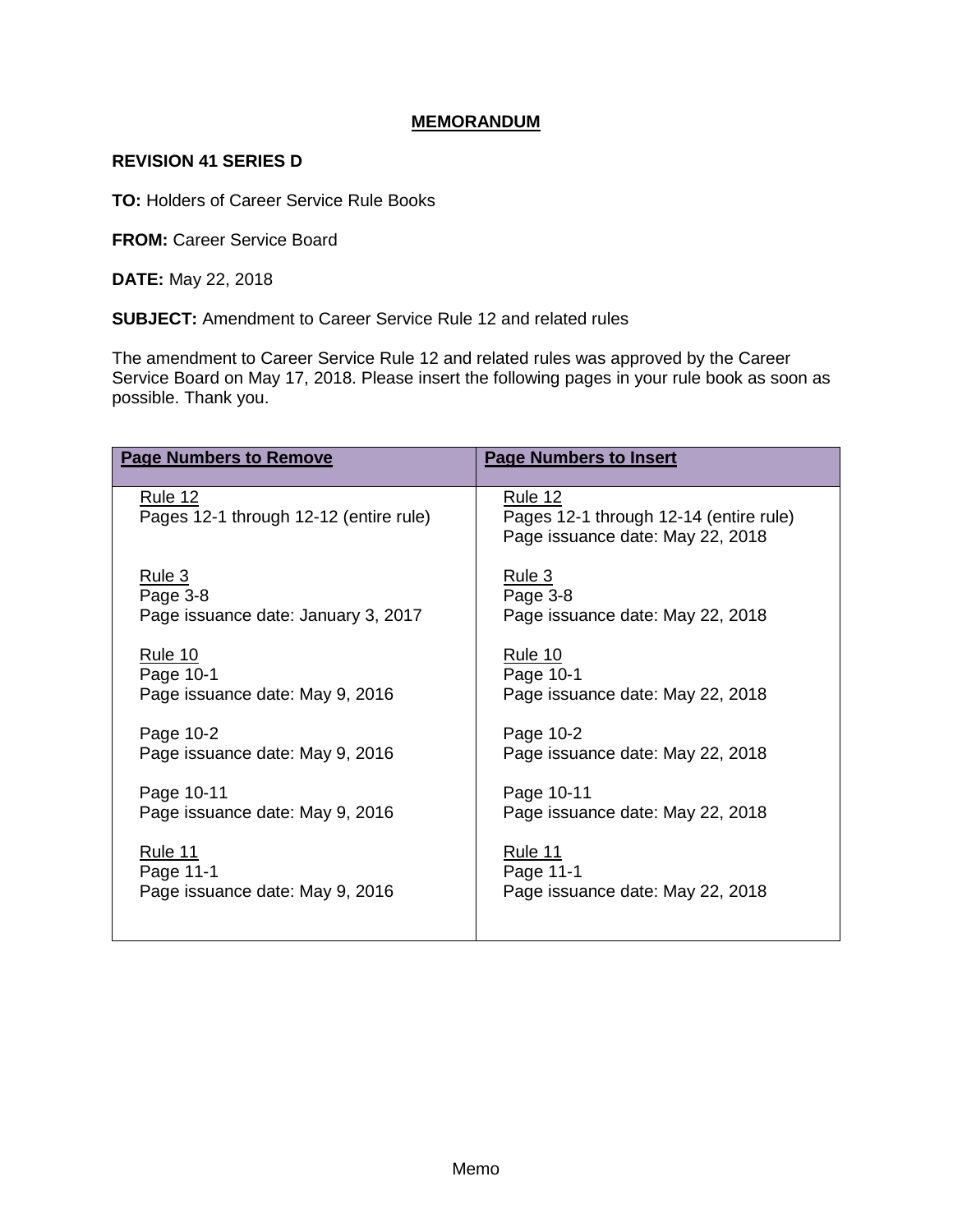# MEMORANDUM

**REVISION 41 SERIES D**

**TO:** Holders of Career Service Rule Books

**FROM:** Career Service Board

**DATE:** May 22, 2018

**SUBJECT:** Amendment to Career Service Rule 12 and related rules

The amendment to Career Service Rule 12 and related rules was approved by the Career Service Board on May 17, 2018. Please insert the following pages in your rule book as soon as possible. Thank you.

| Page Numbers to Remove | Page Numbers to Insert |
|---|---|
| Rule 12<br>Pages 12-1 through 12-12 (entire rule) | Rule 12<br>Pages 12-1 through 12-14 (entire rule)<br>Page issuance date: May 22, 2018 |
| Rule 3<br>Page 3-8<br>Page issuance date: January 3, 2017 | Rule 3<br>Page 3-8<br>Page issuance date: May 22, 2018 |
| Rule 10<br>Page 10-1<br>Page issuance date: May 9, 2016 | Rule 10<br>Page 10-1<br>Page issuance date: May 22, 2018 |
| Page 10-2<br>Page issuance date: May 9, 2016 | Page 10-2<br>Page issuance date: May 22, 2018 |
| Page 10-11<br>Page issuance date: May 9, 2016 | Page 10-11<br>Page issuance date: May 22, 2018 |
| Rule 11<br>Page 11-1<br>Page issuance date: May 9, 2016 | Rule 11<br>Page 11-1<br>Page issuance date: May 22, 2018 |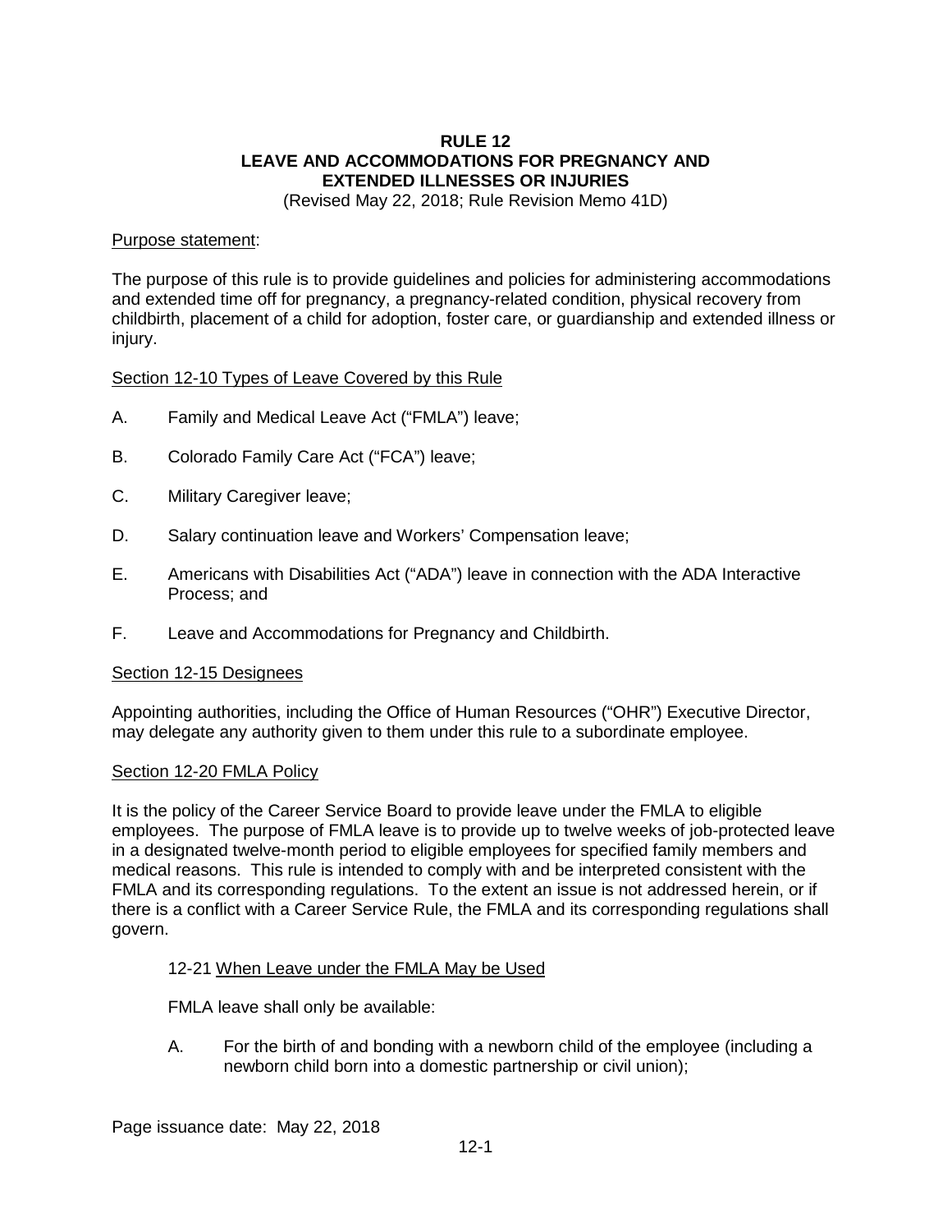# RULE 12
# LEAVE AND ACCOMMODATIONS FOR PREGNANCY AND EXTENDED ILLNESSES OR INJURIES

(Revised May 22, 2018; Rule Revision Memo 41D)

Purpose statement:

The purpose of this rule is to provide guidelines and policies for administering accommodations and extended time off for pregnancy, a pregnancy-related condition, physical recovery from childbirth, placement of a child for adoption, foster care, or guardianship and extended illness or injury.

## Section 12-10 Types of Leave Covered by this Rule

A. Family and Medical Leave Act ("FMLA") leave;

B. Colorado Family Care Act ("FCA") leave;

C. Military Caregiver leave;

D. Salary continuation leave and Workers' Compensation leave;

E. Americans with Disabilities Act ("ADA") leave in connection with the ADA Interactive Process; and

F. Leave and Accommodations for Pregnancy and Childbirth.

## Section 12-15 Designees

Appointing authorities, including the Office of Human Resources ("OHR") Executive Director, may delegate any authority given to them under this rule to a subordinate employee.

## Section 12-20 FMLA Policy

It is the policy of the Career Service Board to provide leave under the FMLA to eligible employees. The purpose of FMLA leave is to provide up to twelve weeks of job-protected leave in a designated twelve-month period to eligible employees for specified family members and medical reasons. This rule is intended to comply with and be interpreted consistent with the FMLA and its corresponding regulations. To the extent an issue is not addressed herein, or if there is a conflict with a Career Service Rule, the FMLA and its corresponding regulations shall govern.

### 12-21 When Leave under the FMLA May be Used

FMLA leave shall only be available:

A. For the birth of and bonding with a newborn child of the employee (including a newborn child born into a domestic partnership or civil union);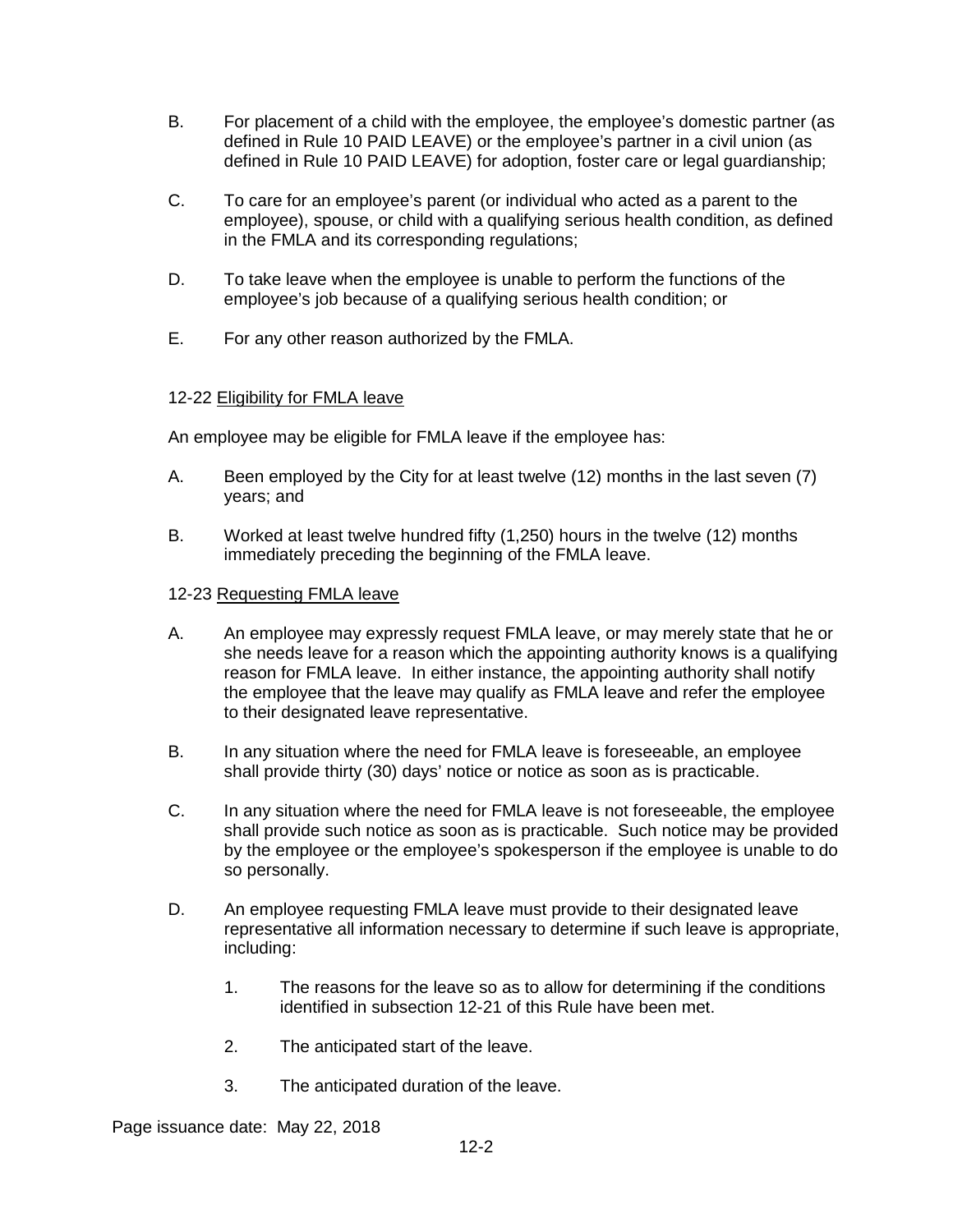B. For placement of a child with the employee, the employee's domestic partner (as defined in Rule 10 PAID LEAVE) or the employee's partner in a civil union (as defined in Rule 10 PAID LEAVE) for adoption, foster care or legal guardianship;

C. To care for an employee's parent (or individual who acted as a parent to the employee), spouse, or child with a qualifying serious health condition, as defined in the FMLA and its corresponding regulations;

D. To take leave when the employee is unable to perform the functions of the employee's job because of a qualifying serious health condition; or

E. For any other reason authorized by the FMLA.

12-22 <u>Eligibility for FMLA leave</u>

An employee may be eligible for FMLA leave if the employee has:

A. Been employed by the City for at least twelve (12) months in the last seven (7) years; and

B. Worked at least twelve hundred fifty (1,250) hours in the twelve (12) months immediately preceding the beginning of the FMLA leave.

12-23 <u>Requesting FMLA leave</u>

A. An employee may expressly request FMLA leave, or may merely state that he or she needs leave for a reason which the appointing authority knows is a qualifying reason for FMLA leave. In either instance, the appointing authority shall notify the employee that the leave may qualify as FMLA leave and refer the employee to their designated leave representative.

B. In any situation where the need for FMLA leave is foreseeable, an employee shall provide thirty (30) days' notice or notice as soon as is practicable.

C. In any situation where the need for FMLA leave is not foreseeable, the employee shall provide such notice as soon as is practicable. Such notice may be provided by the employee or the employee's spokesperson if the employee is unable to do so personally.

D. An employee requesting FMLA leave must provide to their designated leave representative all information necessary to determine if such leave is appropriate, including:

   1. The reasons for the leave so as to allow for determining if the conditions identified in subsection 12-21 of this Rule have been met.

   2. The anticipated start of the leave.

   3. The anticipated duration of the leave.

Page issuance date: May 22, 2018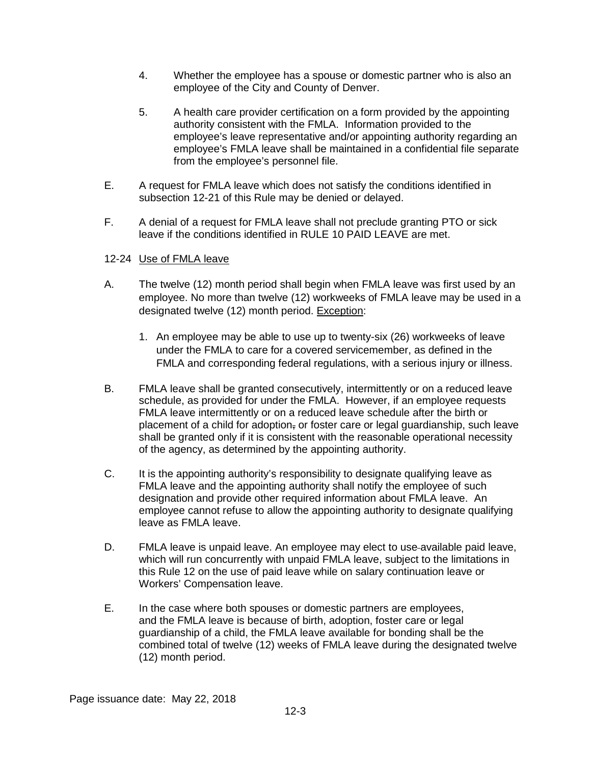4. Whether the employee has a spouse or domestic partner who is also an employee of the City and County of Denver.

5. A health care provider certification on a form provided by the appointing authority consistent with the FMLA. Information provided to the employee's leave representative and/or appointing authority regarding an employee's FMLA leave shall be maintained in a confidential file separate from the employee's personnel file.

E. A request for FMLA leave which does not satisfy the conditions identified in subsection 12-21 of this Rule may be denied or delayed.

F. A denial of a request for FMLA leave shall not preclude granting PTO or sick leave if the conditions identified in RULE 10 PAID LEAVE are met.

12-24 Use of FMLA leave

A. The twelve (12) month period shall begin when FMLA leave was first used by an employee. No more than twelve (12) workweeks of FMLA leave may be used in a designated twelve (12) month period. Exception:

   1. An employee may be able to use up to twenty-six (26) workweeks of leave under the FMLA to care for a covered servicemember, as defined in the FMLA and corresponding federal regulations, with a serious injury or illness.

B. FMLA leave shall be granted consecutively, intermittently or on a reduced leave schedule, as provided for under the FMLA. However, if an employee requests FMLA leave intermittently or on a reduced leave schedule after the birth or placement of a child for adoption, or foster care or legal guardianship, such leave shall be granted only if it is consistent with the reasonable operational necessity of the agency, as determined by the appointing authority.

C. It is the appointing authority's responsibility to designate qualifying leave as FMLA leave and the appointing authority shall notify the employee of such designation and provide other required information about FMLA leave. An employee cannot refuse to allow the appointing authority to designate qualifying leave as FMLA leave.

D. FMLA leave is unpaid leave. An employee may elect to use available paid leave, which will run concurrently with unpaid FMLA leave, subject to the limitations in this Rule 12 on the use of paid leave while on salary continuation leave or Workers' Compensation leave.

E. In the case where both spouses or domestic partners are employees, and the FMLA leave is because of birth, adoption, foster care or legal guardianship of a child, the FMLA leave available for bonding shall be the combined total of twelve (12) weeks of FMLA leave during the designated twelve (12) month period.

Page issuance date: May 22, 2018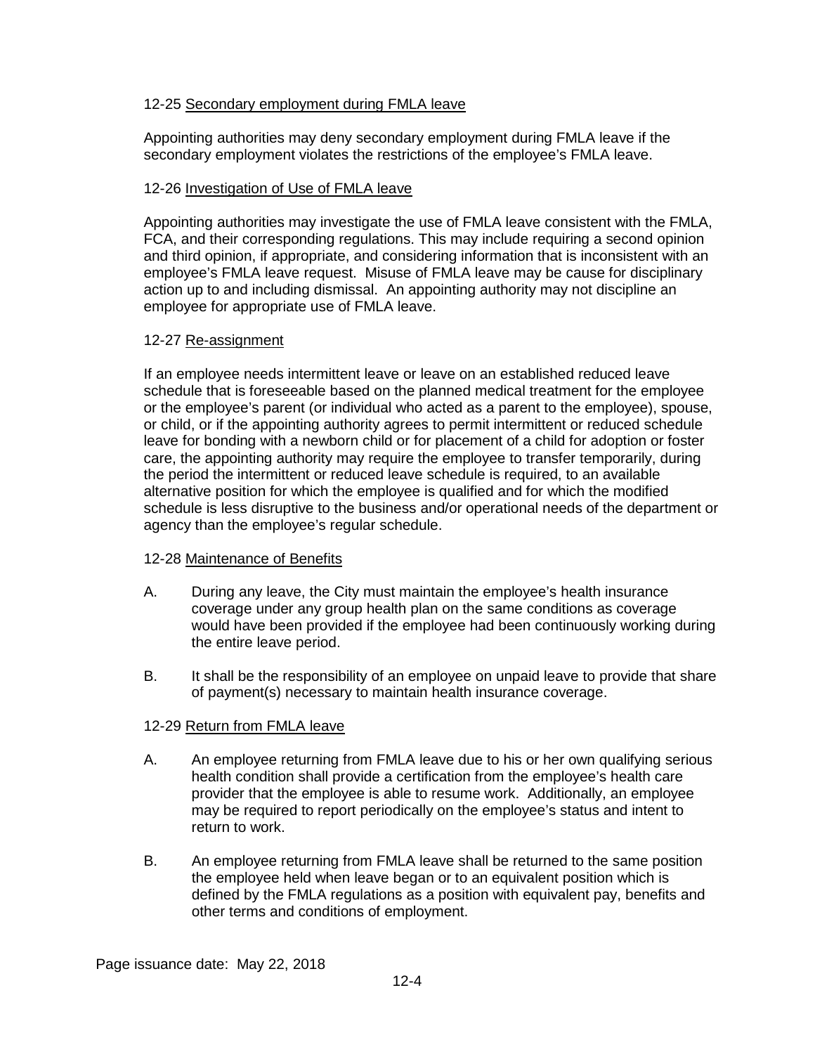12-25 Secondary employment during FMLA leave

Appointing authorities may deny secondary employment during FMLA leave if the secondary employment violates the restrictions of the employee's FMLA leave.

12-26 Investigation of Use of FMLA leave

Appointing authorities may investigate the use of FMLA leave consistent with the FMLA, FCA, and their corresponding regulations. This may include requiring a second opinion and third opinion, if appropriate, and considering information that is inconsistent with an employee's FMLA leave request. Misuse of FMLA leave may be cause for disciplinary action up to and including dismissal. An appointing authority may not discipline an employee for appropriate use of FMLA leave.

12-27 Re-assignment

If an employee needs intermittent leave or leave on an established reduced leave schedule that is foreseeable based on the planned medical treatment for the employee or the employee's parent (or individual who acted as a parent to the employee), spouse, or child, or if the appointing authority agrees to permit intermittent or reduced schedule leave for bonding with a newborn child or for placement of a child for adoption or foster care, the appointing authority may require the employee to transfer temporarily, during the period the intermittent or reduced leave schedule is required, to an available alternative position for which the employee is qualified and for which the modified schedule is less disruptive to the business and/or operational needs of the department or agency than the employee's regular schedule.

12-28 Maintenance of Benefits

A. During any leave, the City must maintain the employee's health insurance coverage under any group health plan on the same conditions as coverage would have been provided if the employee had been continuously working during the entire leave period.

B. It shall be the responsibility of an employee on unpaid leave to provide that share of payment(s) necessary to maintain health insurance coverage.

12-29 Return from FMLA leave

A. An employee returning from FMLA leave due to his or her own qualifying serious health condition shall provide a certification from the employee's health care provider that the employee is able to resume work. Additionally, an employee may be required to report periodically on the employee's status and intent to return to work.

B. An employee returning from FMLA leave shall be returned to the same position the employee held when leave began or to an equivalent position which is defined by the FMLA regulations as a position with equivalent pay, benefits and other terms and conditions of employment.

Page issuance date: May 22, 2018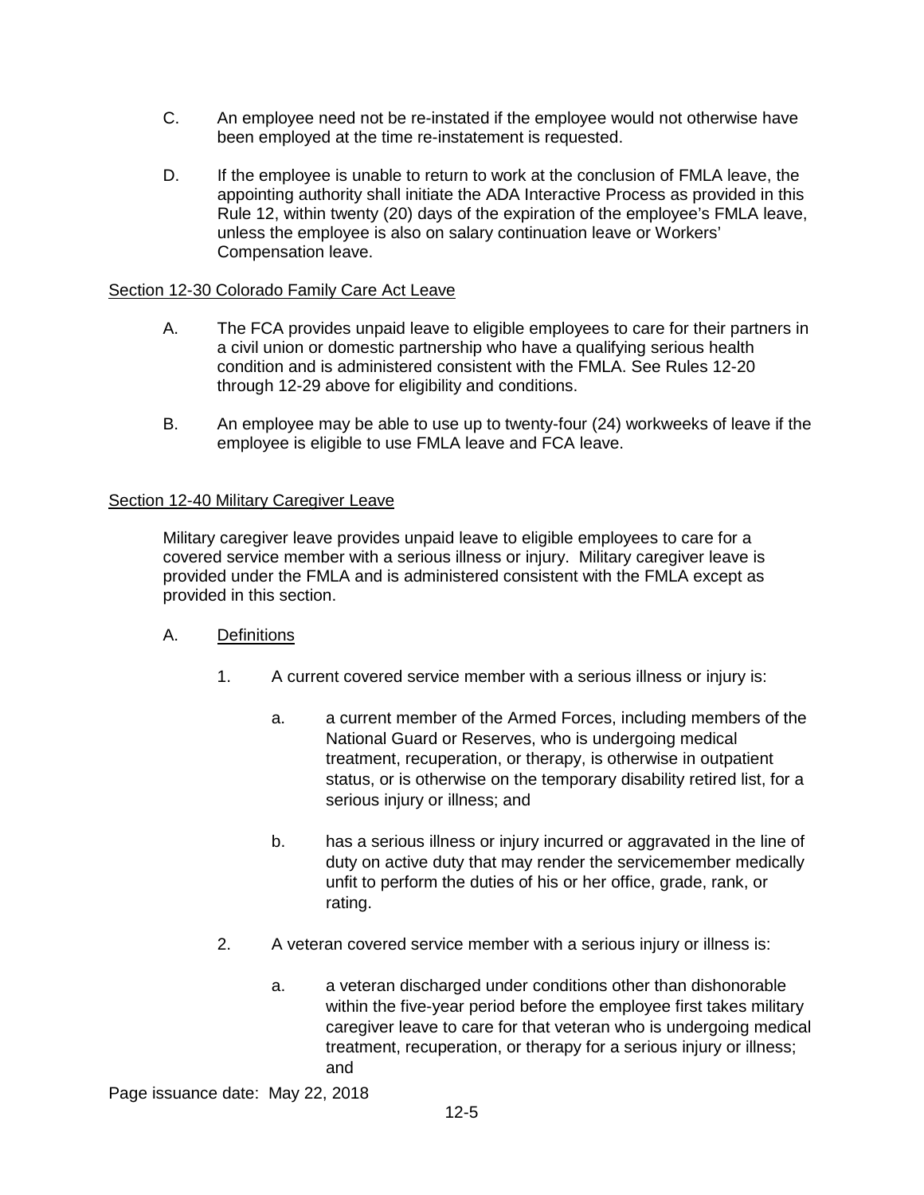C. An employee need not be re-instated if the employee would not otherwise have been employed at the time re-instatement is requested.

D. If the employee is unable to return to work at the conclusion of FMLA leave, the appointing authority shall initiate the ADA Interactive Process as provided in this Rule 12, within twenty (20) days of the expiration of the employee's FMLA leave, unless the employee is also on salary continuation leave or Workers' Compensation leave.

<u>Section 12-30 Colorado Family Care Act Leave</u>

A. The FCA provides unpaid leave to eligible employees to care for their partners in a civil union or domestic partnership who have a qualifying serious health condition and is administered consistent with the FMLA. See Rules 12-20 through 12-29 above for eligibility and conditions.

B. An employee may be able to use up to twenty-four (24) workweeks of leave if the employee is eligible to use FMLA leave and FCA leave.

<u>Section 12-40 Military Caregiver Leave</u>

Military caregiver leave provides unpaid leave to eligible employees to care for a covered service member with a serious illness or injury. Military caregiver leave is provided under the FMLA and is administered consistent with the FMLA except as provided in this section.

A. <u>Definitions</u>

1. A current covered service member with a serious illness or injury is:

    a. a current member of the Armed Forces, including members of the National Guard or Reserves, who is undergoing medical treatment, recuperation, or therapy, is otherwise in outpatient status, or is otherwise on the temporary disability retired list, for a serious injury or illness; and

    b. has a serious illness or injury incurred or aggravated in the line of duty on active duty that may render the servicemember medically unfit to perform the duties of his or her office, grade, rank, or rating.

2. A veteran covered service member with a serious injury or illness is:

    a. a veteran discharged under conditions other than dishonorable within the five-year period before the employee first takes military caregiver leave to care for that veteran who is undergoing medical treatment, recuperation, or therapy for a serious injury or illness; and

Page issuance date: May 22, 2018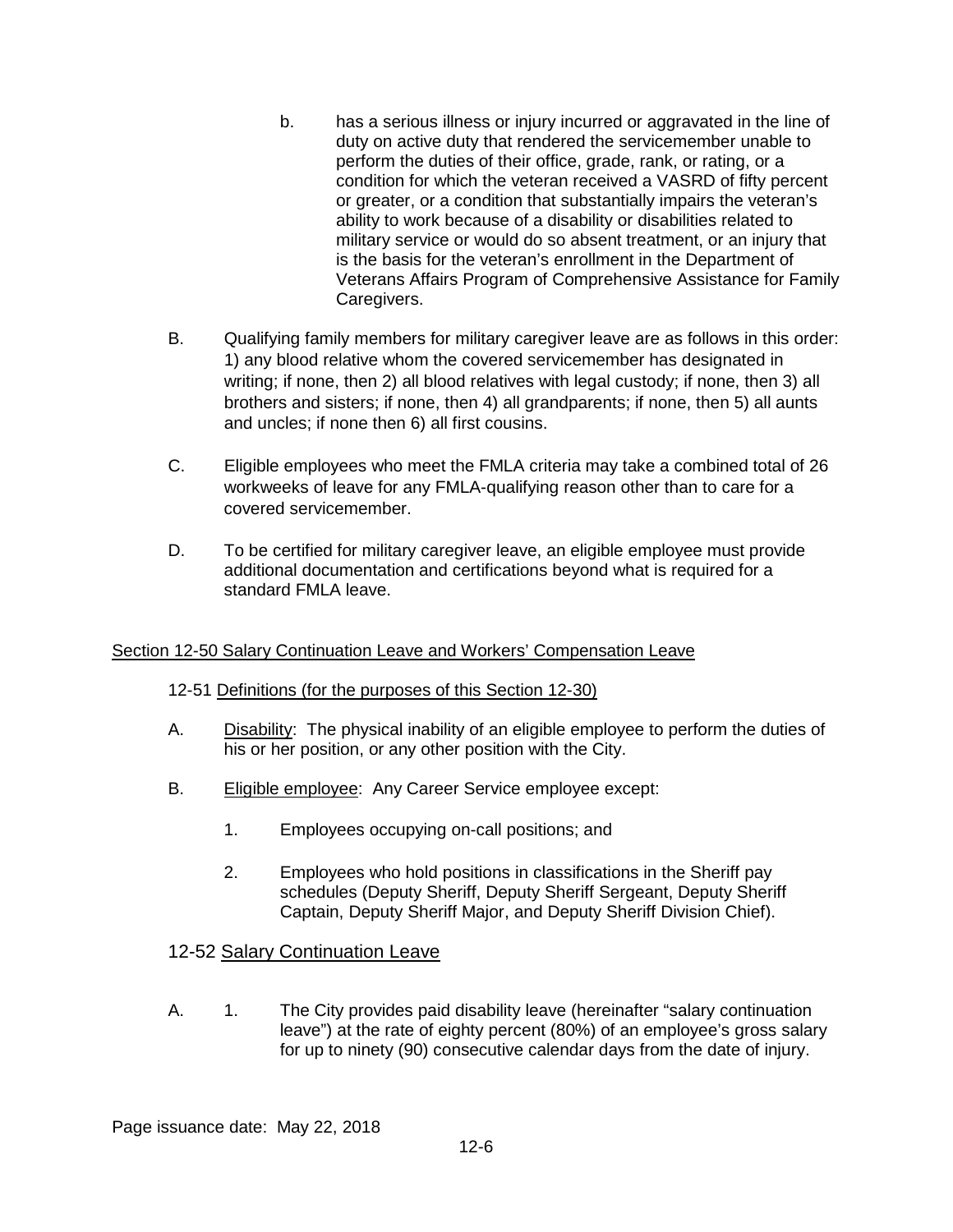b. has a serious illness or injury incurred or aggravated in the line of duty on active duty that rendered the servicemember unable to perform the duties of their office, grade, rank, or rating, or a condition for which the veteran received a VASRD of fifty percent or greater, or a condition that substantially impairs the veteran's ability to work because of a disability or disabilities related to military service or would do so absent treatment, or an injury that is the basis for the veteran's enrollment in the Department of Veterans Affairs Program of Comprehensive Assistance for Family Caregivers.

B. Qualifying family members for military caregiver leave are as follows in this order: 1) any blood relative whom the covered servicemember has designated in writing; if none, then 2) all blood relatives with legal custody; if none, then 3) all brothers and sisters; if none, then 4) all grandparents; if none, then 5) all aunts and uncles; if none then 6) all first cousins.

C. Eligible employees who meet the FMLA criteria may take a combined total of 26 workweeks of leave for any FMLA-qualifying reason other than to care for a covered servicemember.

D. To be certified for military caregiver leave, an eligible employee must provide additional documentation and certifications beyond what is required for a standard FMLA leave.

## Section 12-50 Salary Continuation Leave and Workers' Compensation Leave

### 12-51 Definitions (for the purposes of this Section 12-30)

A. Disability: The physical inability of an eligible employee to perform the duties of his or her position, or any other position with the City.

B. Eligible employee: Any Career Service employee except:

1. Employees occupying on-call positions; and

2. Employees who hold positions in classifications in the Sheriff pay schedules (Deputy Sheriff, Deputy Sheriff Sergeant, Deputy Sheriff Captain, Deputy Sheriff Major, and Deputy Sheriff Division Chief).

### 12-52 Salary Continuation Leave

A. 1. The City provides paid disability leave (hereinafter "salary continuation leave") at the rate of eighty percent (80%) of an employee's gross salary for up to ninety (90) consecutive calendar days from the date of injury.

Page issuance date: May 22, 2018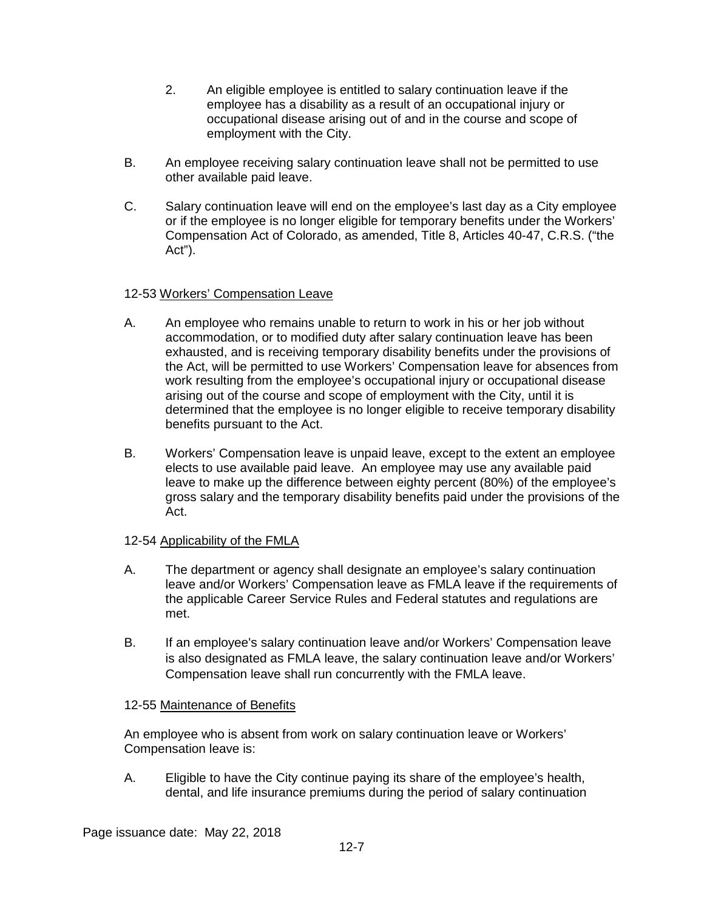2. An eligible employee is entitled to salary continuation leave if the employee has a disability as a result of an occupational injury or occupational disease arising out of and in the course and scope of employment with the City.

B. An employee receiving salary continuation leave shall not be permitted to use other available paid leave.

C. Salary continuation leave will end on the employee's last day as a City employee or if the employee is no longer eligible for temporary benefits under the Workers' Compensation Act of Colorado, as amended, Title 8, Articles 40-47, C.R.S. ("the Act").

12-53 Workers' Compensation Leave

A. An employee who remains unable to return to work in his or her job without accommodation, or to modified duty after salary continuation leave has been exhausted, and is receiving temporary disability benefits under the provisions of the Act, will be permitted to use Workers' Compensation leave for absences from work resulting from the employee's occupational injury or occupational disease arising out of the course and scope of employment with the City, until it is determined that the employee is no longer eligible to receive temporary disability benefits pursuant to the Act.

B. Workers' Compensation leave is unpaid leave, except to the extent an employee elects to use available paid leave. An employee may use any available paid leave to make up the difference between eighty percent (80%) of the employee's gross salary and the temporary disability benefits paid under the provisions of the Act.

12-54 Applicability of the FMLA

A. The department or agency shall designate an employee's salary continuation leave and/or Workers' Compensation leave as FMLA leave if the requirements of the applicable Career Service Rules and Federal statutes and regulations are met.

B. If an employee's salary continuation leave and/or Workers' Compensation leave is also designated as FMLA leave, the salary continuation leave and/or Workers' Compensation leave shall run concurrently with the FMLA leave.

12-55 Maintenance of Benefits

An employee who is absent from work on salary continuation leave or Workers' Compensation leave is:

A. Eligible to have the City continue paying its share of the employee's health, dental, and life insurance premiums during the period of salary continuation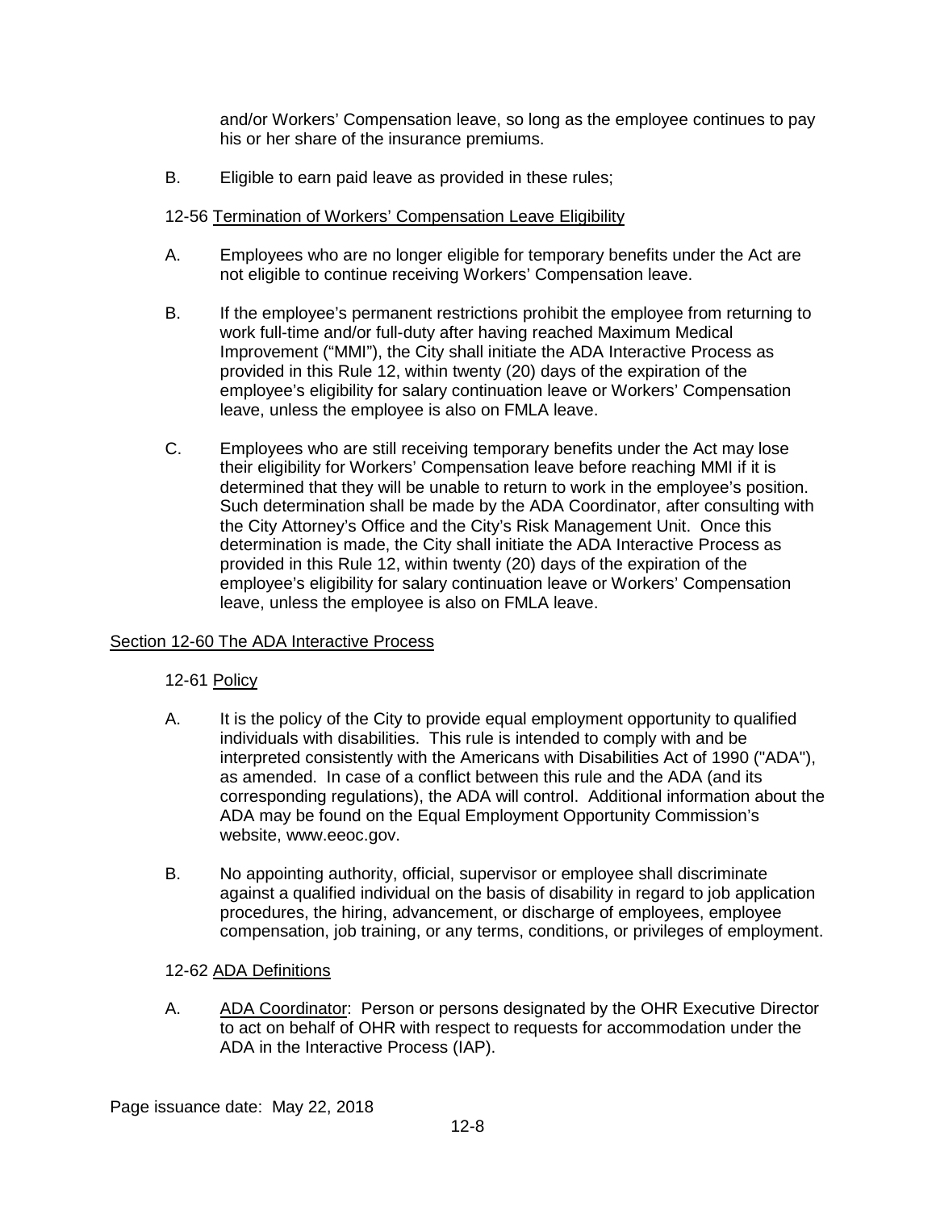and/or Workers' Compensation leave, so long as the employee continues to pay his or her share of the insurance premiums.

B. Eligible to earn paid leave as provided in these rules;

12-56 <u>Termination of Workers' Compensation Leave Eligibility</u>

A. Employees who are no longer eligible for temporary benefits under the Act are not eligible to continue receiving Workers' Compensation leave.

B. If the employee's permanent restrictions prohibit the employee from returning to work full-time and/or full-duty after having reached Maximum Medical Improvement ("MMI"), the City shall initiate the ADA Interactive Process as provided in this Rule 12, within twenty (20) days of the expiration of the employee's eligibility for salary continuation leave or Workers' Compensation leave, unless the employee is also on FMLA leave.

C. Employees who are still receiving temporary benefits under the Act may lose their eligibility for Workers' Compensation leave before reaching MMI if it is determined that they will be unable to return to work in the employee's position. Such determination shall be made by the ADA Coordinator, after consulting with the City Attorney's Office and the City's Risk Management Unit. Once this determination is made, the City shall initiate the ADA Interactive Process as provided in this Rule 12, within twenty (20) days of the expiration of the employee's eligibility for salary continuation leave or Workers' Compensation leave, unless the employee is also on FMLA leave.

## <u>Section 12-60 The ADA Interactive Process</u>

12-61 <u>Policy</u>

A. It is the policy of the City to provide equal employment opportunity to qualified individuals with disabilities. This rule is intended to comply with and be interpreted consistently with the Americans with Disabilities Act of 1990 ("ADA"), as amended. In case of a conflict between this rule and the ADA (and its corresponding regulations), the ADA will control. Additional information about the ADA may be found on the Equal Employment Opportunity Commission's website, www.eeoc.gov.

B. No appointing authority, official, supervisor or employee shall discriminate against a qualified individual on the basis of disability in regard to job application procedures, the hiring, advancement, or discharge of employees, employee compensation, job training, or any terms, conditions, or privileges of employment.

12-62 <u>ADA Definitions</u>

A. <u>ADA Coordinator</u>: Person or persons designated by the OHR Executive Director to act on behalf of OHR with respect to requests for accommodation under the ADA in the Interactive Process (IAP).

Page issuance date: May 22, 2018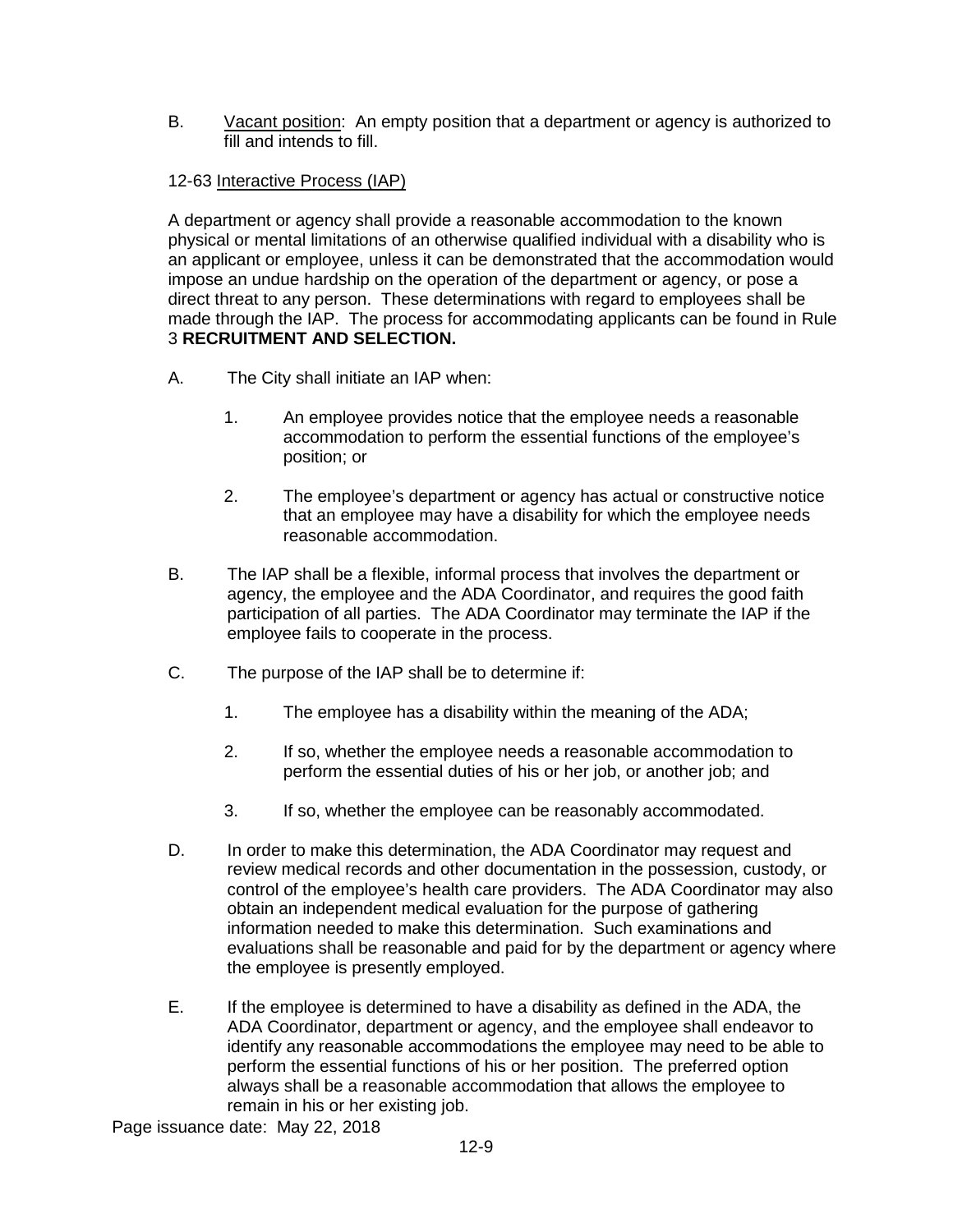B. Vacant position: An empty position that a department or agency is authorized to fill and intends to fill.

12-63 Interactive Process (IAP)

A department or agency shall provide a reasonable accommodation to the known physical or mental limitations of an otherwise qualified individual with a disability who is an applicant or employee, unless it can be demonstrated that the accommodation would impose an undue hardship on the operation of the department or agency, or pose a direct threat to any person. These determinations with regard to employees shall be made through the IAP. The process for accommodating applicants can be found in Rule 3 **RECRUITMENT AND SELECTION.**

A. The City shall initiate an IAP when:

   1. An employee provides notice that the employee needs a reasonable accommodation to perform the essential functions of the employee's position; or

   2. The employee's department or agency has actual or constructive notice that an employee may have a disability for which the employee needs reasonable accommodation.

B. The IAP shall be a flexible, informal process that involves the department or agency, the employee and the ADA Coordinator, and requires the good faith participation of all parties. The ADA Coordinator may terminate the IAP if the employee fails to cooperate in the process.

C. The purpose of the IAP shall be to determine if:

   1. The employee has a disability within the meaning of the ADA;

   2. If so, whether the employee needs a reasonable accommodation to perform the essential duties of his or her job, or another job; and

   3. If so, whether the employee can be reasonably accommodated.

D. In order to make this determination, the ADA Coordinator may request and review medical records and other documentation in the possession, custody, or control of the employee's health care providers. The ADA Coordinator may also obtain an independent medical evaluation for the purpose of gathering information needed to make this determination. Such examinations and evaluations shall be reasonable and paid for by the department or agency where the employee is presently employed.

E. If the employee is determined to have a disability as defined in the ADA, the ADA Coordinator, department or agency, and the employee shall endeavor to identify any reasonable accommodations the employee may need to be able to perform the essential functions of his or her position. The preferred option always shall be a reasonable accommodation that allows the employee to remain in his or her existing job.

Page issuance date: May 22, 2018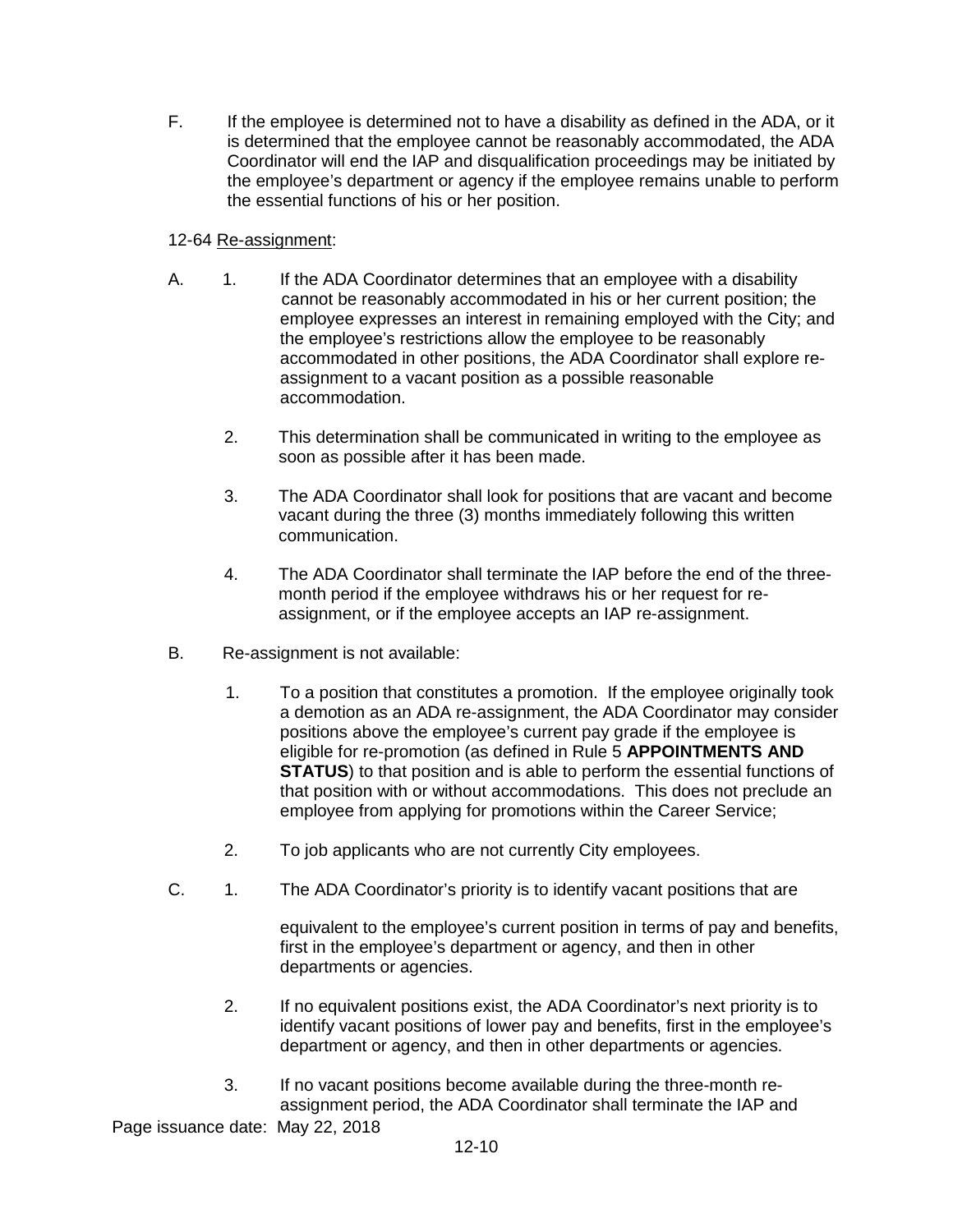F. If the employee is determined not to have a disability as defined in the ADA, or it is determined that the employee cannot be reasonably accommodated, the ADA Coordinator will end the IAP and disqualification proceedings may be initiated by the employee's department or agency if the employee remains unable to perform the essential functions of his or her position.

12-64 Re-assignment:

A. 1. If the ADA Coordinator determines that an employee with a disability cannot be reasonably accommodated in his or her current position; the employee expresses an interest in remaining employed with the City; and the employee's restrictions allow the employee to be reasonably accommodated in other positions, the ADA Coordinator shall explore re-assignment to a vacant position as a possible reasonable accommodation.

   2. This determination shall be communicated in writing to the employee as soon as possible after it has been made.

   3. The ADA Coordinator shall look for positions that are vacant and become vacant during the three (3) months immediately following this written communication.

   4. The ADA Coordinator shall terminate the IAP before the end of the three-month period if the employee withdraws his or her request for re-assignment, or if the employee accepts an IAP re-assignment.

B. Re-assignment is not available:

   1. To a position that constitutes a promotion. If the employee originally took a demotion as an ADA re-assignment, the ADA Coordinator may consider positions above the employee's current pay grade if the employee is eligible for re-promotion (as defined in Rule 5 **APPOINTMENTS AND STATUS**) to that position and is able to perform the essential functions of that position with or without accommodations. This does not preclude an employee from applying for promotions within the Career Service;

   2. To job applicants who are not currently City employees.

C. 1. The ADA Coordinator's priority is to identify vacant positions that are equivalent to the employee's current position in terms of pay and benefits, first in the employee's department or agency, and then in other departments or agencies.

   2. If no equivalent positions exist, the ADA Coordinator's next priority is to identify vacant positions of lower pay and benefits, first in the employee's department or agency, and then in other departments or agencies.

   3. If no vacant positions become available during the three-month re-assignment period, the ADA Coordinator shall terminate the IAP and

Page issuance date: May 22, 2018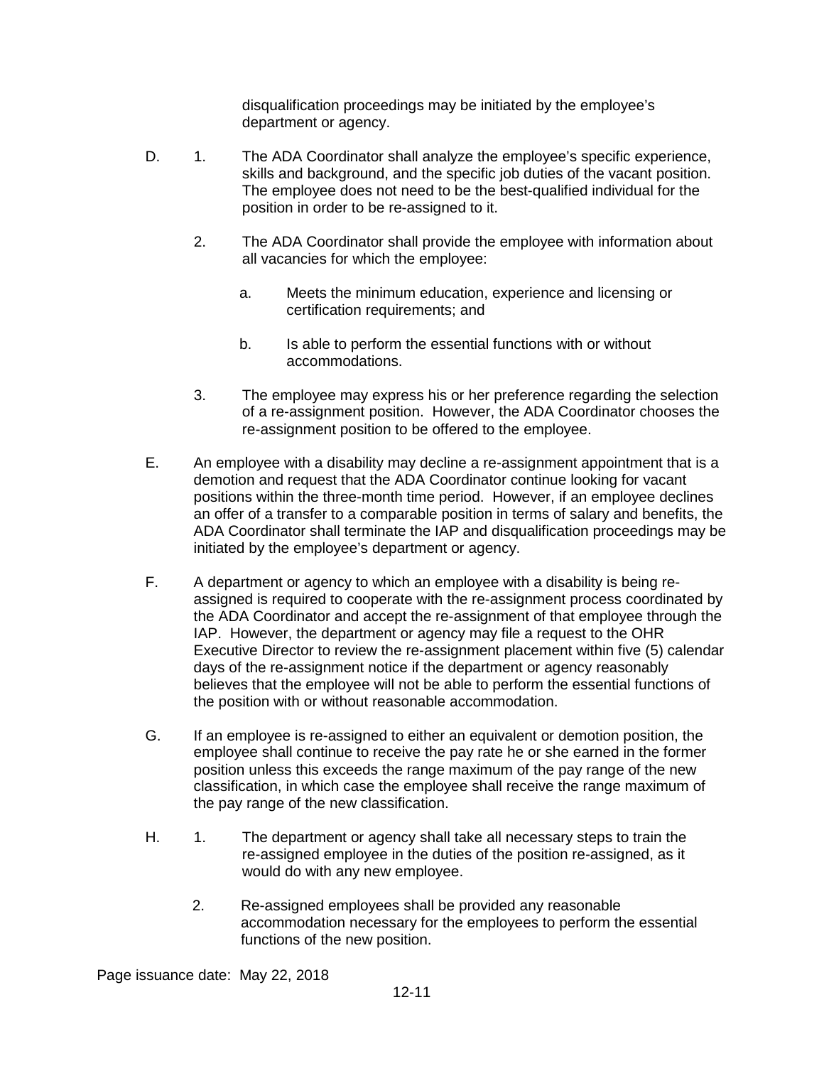disqualification proceedings may be initiated by the employee's department or agency.

D. 1. The ADA Coordinator shall analyze the employee's specific experience, skills and background, and the specific job duties of the vacant position. The employee does not need to be the best-qualified individual for the position in order to be re-assigned to it.

   2. The ADA Coordinator shall provide the employee with information about all vacancies for which the employee:

      a. Meets the minimum education, experience and licensing or certification requirements; and

      b. Is able to perform the essential functions with or without accommodations.

   3. The employee may express his or her preference regarding the selection of a re-assignment position. However, the ADA Coordinator chooses the re-assignment position to be offered to the employee.

E. An employee with a disability may decline a re-assignment appointment that is a demotion and request that the ADA Coordinator continue looking for vacant positions within the three-month time period. However, if an employee declines an offer of a transfer to a comparable position in terms of salary and benefits, the ADA Coordinator shall terminate the IAP and disqualification proceedings may be initiated by the employee's department or agency.

F. A department or agency to which an employee with a disability is being re-assigned is required to cooperate with the re-assignment process coordinated by the ADA Coordinator and accept the re-assignment of that employee through the IAP. However, the department or agency may file a request to the OHR Executive Director to review the re-assignment placement within five (5) calendar days of the re-assignment notice if the department or agency reasonably believes that the employee will not be able to perform the essential functions of the position with or without reasonable accommodation.

G. If an employee is re-assigned to either an equivalent or demotion position, the employee shall continue to receive the pay rate he or she earned in the former position unless this exceeds the range maximum of the pay range of the new classification, in which case the employee shall receive the range maximum of the pay range of the new classification.

H. 1. The department or agency shall take all necessary steps to train the re-assigned employee in the duties of the position re-assigned, as it would do with any new employee.

   2. Re-assigned employees shall be provided any reasonable accommodation necessary for the employees to perform the essential functions of the new position.

Page issuance date: May 22, 2018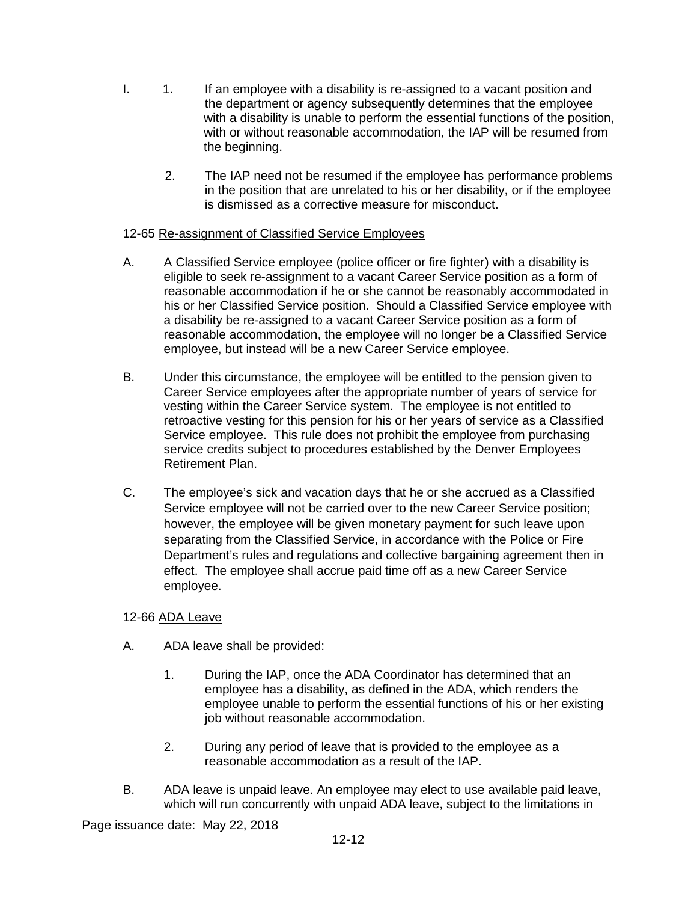I. 1. If an employee with a disability is re-assigned to a vacant position and the department or agency subsequently determines that the employee with a disability is unable to perform the essential functions of the position, with or without reasonable accommodation, the IAP will be resumed from the beginning.

2. The IAP need not be resumed if the employee has performance problems in the position that are unrelated to his or her disability, or if the employee is dismissed as a corrective measure for misconduct.

12-65 Re-assignment of Classified Service Employees

A. A Classified Service employee (police officer or fire fighter) with a disability is eligible to seek re-assignment to a vacant Career Service position as a form of reasonable accommodation if he or she cannot be reasonably accommodated in his or her Classified Service position. Should a Classified Service employee with a disability be re-assigned to a vacant Career Service position as a form of reasonable accommodation, the employee will no longer be a Classified Service employee, but instead will be a new Career Service employee.

B. Under this circumstance, the employee will be entitled to the pension given to Career Service employees after the appropriate number of years of service for vesting within the Career Service system. The employee is not entitled to retroactive vesting for this pension for his or her years of service as a Classified Service employee. This rule does not prohibit the employee from purchasing service credits subject to procedures established by the Denver Employees Retirement Plan.

C. The employee's sick and vacation days that he or she accrued as a Classified Service employee will not be carried over to the new Career Service position; however, the employee will be given monetary payment for such leave upon separating from the Classified Service, in accordance with the Police or Fire Department's rules and regulations and collective bargaining agreement then in effect. The employee shall accrue paid time off as a new Career Service employee.

12-66 ADA Leave

A. ADA leave shall be provided:

1. During the IAP, once the ADA Coordinator has determined that an employee has a disability, as defined in the ADA, which renders the employee unable to perform the essential functions of his or her existing job without reasonable accommodation.

2. During any period of leave that is provided to the employee as a reasonable accommodation as a result of the IAP.

B. ADA leave is unpaid leave. An employee may elect to use available paid leave, which will run concurrently with unpaid ADA leave, subject to the limitations in

Page issuance date: May 22, 2018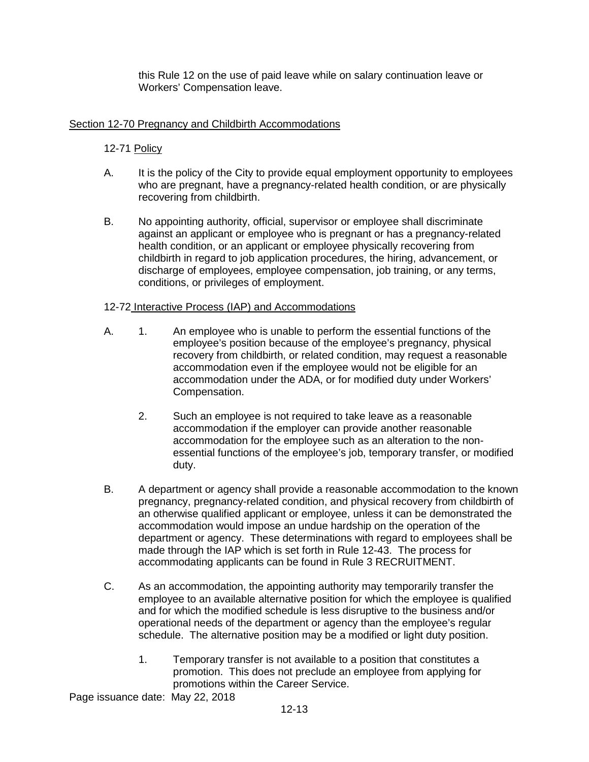this Rule 12 on the use of paid leave while on salary continuation leave or Workers' Compensation leave.

## Section 12-70 Pregnancy and Childbirth Accommodations

### 12-71 Policy

A. It is the policy of the City to provide equal employment opportunity to employees who are pregnant, have a pregnancy-related health condition, or are physically recovering from childbirth.

B. No appointing authority, official, supervisor or employee shall discriminate against an applicant or employee who is pregnant or has a pregnancy-related health condition, or an applicant or employee physically recovering from childbirth in regard to job application procedures, the hiring, advancement, or discharge of employees, employee compensation, job training, or any terms, conditions, or privileges of employment.

### 12-72 Interactive Process (IAP) and Accommodations

A. 1. An employee who is unable to perform the essential functions of the employee's position because of the employee's pregnancy, physical recovery from childbirth, or related condition, may request a reasonable accommodation even if the employee would not be eligible for an accommodation under the ADA, or for modified duty under Workers' Compensation.

   2. Such an employee is not required to take leave as a reasonable accommodation if the employer can provide another reasonable accommodation for the employee such as an alteration to the non-essential functions of the employee's job, temporary transfer, or modified duty.

B. A department or agency shall provide a reasonable accommodation to the known pregnancy, pregnancy-related condition, and physical recovery from childbirth of an otherwise qualified applicant or employee, unless it can be demonstrated the accommodation would impose an undue hardship on the operation of the department or agency. These determinations with regard to employees shall be made through the IAP which is set forth in Rule 12-43. The process for accommodating applicants can be found in Rule 3 RECRUITMENT.

C. As an accommodation, the appointing authority may temporarily transfer the employee to an available alternative position for which the employee is qualified and for which the modified schedule is less disruptive to the business and/or operational needs of the department or agency than the employee's regular schedule. The alternative position may be a modified or light duty position.

   1. Temporary transfer is not available to a position that constitutes a promotion. This does not preclude an employee from applying for promotions within the Career Service.

Page issuance date: May 22, 2018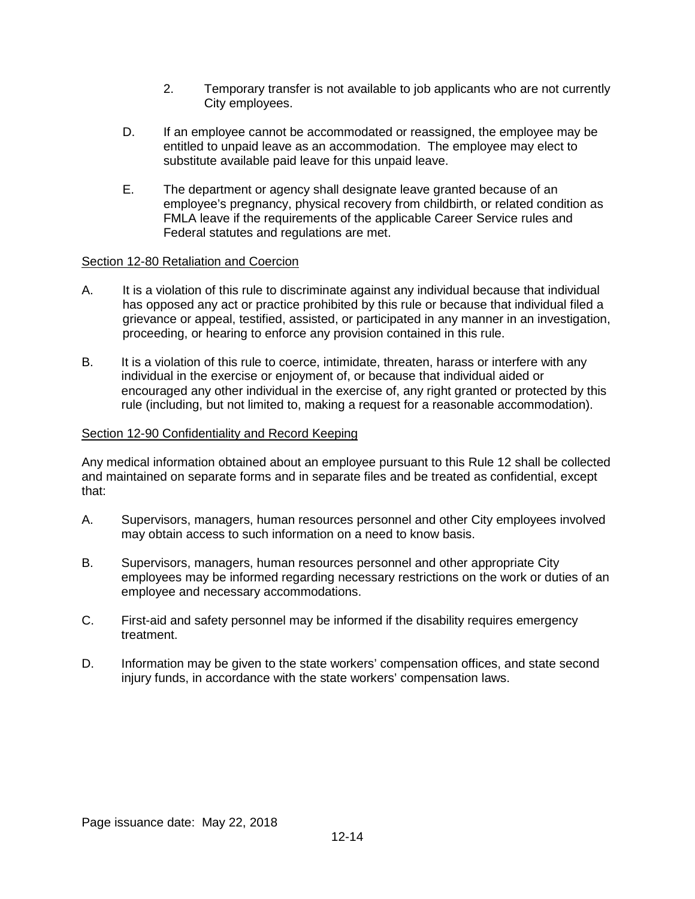2. Temporary transfer is not available to job applicants who are not currently City employees.

D. If an employee cannot be accommodated or reassigned, the employee may be entitled to unpaid leave as an accommodation. The employee may elect to substitute available paid leave for this unpaid leave.

E. The department or agency shall designate leave granted because of an employee's pregnancy, physical recovery from childbirth, or related condition as FMLA leave if the requirements of the applicable Career Service rules and Federal statutes and regulations are met.

Section 12-80 Retaliation and Coercion

A. It is a violation of this rule to discriminate against any individual because that individual has opposed any act or practice prohibited by this rule or because that individual filed a grievance or appeal, testified, assisted, or participated in any manner in an investigation, proceeding, or hearing to enforce any provision contained in this rule.

B. It is a violation of this rule to coerce, intimidate, threaten, harass or interfere with any individual in the exercise or enjoyment of, or because that individual aided or encouraged any other individual in the exercise of, any right granted or protected by this rule (including, but not limited to, making a request for a reasonable accommodation).

Section 12-90 Confidentiality and Record Keeping

Any medical information obtained about an employee pursuant to this Rule 12 shall be collected and maintained on separate forms and in separate files and be treated as confidential, except that:

A. Supervisors, managers, human resources personnel and other City employees involved may obtain access to such information on a need to know basis.

B. Supervisors, managers, human resources personnel and other appropriate City employees may be informed regarding necessary restrictions on the work or duties of an employee and necessary accommodations.

C. First-aid and safety personnel may be informed if the disability requires emergency treatment.

D. Information may be given to the state workers' compensation offices, and state second injury funds, in accordance with the state workers' compensation laws.

Page issuance date: May 22, 2018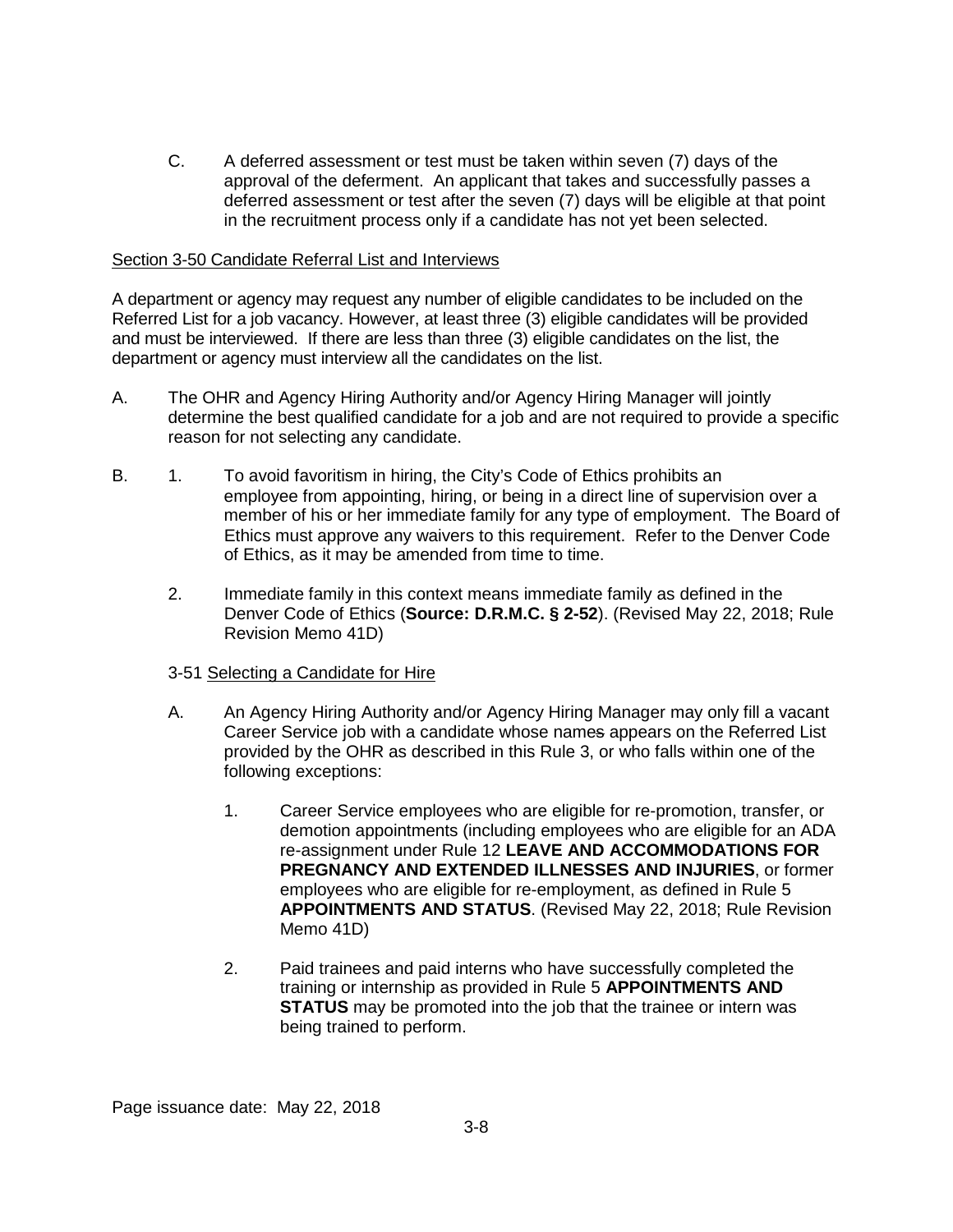C. A deferred assessment or test must be taken within seven (7) days of the approval of the deferment. An applicant that takes and successfully passes a deferred assessment or test after the seven (7) days will be eligible at that point in the recruitment process only if a candidate has not yet been selected.

Section 3-50 Candidate Referral List and Interviews

A department or agency may request any number of eligible candidates to be included on the Referred List for a job vacancy. However, at least three (3) eligible candidates will be provided and must be interviewed. If there are less than three (3) eligible candidates on the list, the department or agency must interview all the candidates on the list.

A. The OHR and Agency Hiring Authority and/or Agency Hiring Manager will jointly determine the best qualified candidate for a job and are not required to provide a specific reason for not selecting any candidate.

B. 1. To avoid favoritism in hiring, the City's Code of Ethics prohibits an employee from appointing, hiring, or being in a direct line of supervision over a member of his or her immediate family for any type of employment. The Board of Ethics must approve any waivers to this requirement. Refer to the Denver Code of Ethics, as it may be amended from time to time.

   2. Immediate family in this context means immediate family as defined in the Denver Code of Ethics (**Source: D.R.M.C. § 2-52**). (Revised May 22, 2018; Rule Revision Memo 41D)

3-51 Selecting a Candidate for Hire

A. An Agency Hiring Authority and/or Agency Hiring Manager may only fill a vacant Career Service job with a candidate whose names appears on the Referred List provided by the OHR as described in this Rule 3, or who falls within one of the following exceptions:

   1. Career Service employees who are eligible for re-promotion, transfer, or demotion appointments (including employees who are eligible for an ADA re-assignment under Rule 12 **LEAVE AND ACCOMMODATIONS FOR PREGNANCY AND EXTENDED ILLNESSES AND INJURIES**, or former employees who are eligible for re-employment, as defined in Rule 5 **APPOINTMENTS AND STATUS**. (Revised May 22, 2018; Rule Revision Memo 41D)

   2. Paid trainees and paid interns who have successfully completed the training or internship as provided in Rule 5 **APPOINTMENTS AND STATUS** may be promoted into the job that the trainee or intern was being trained to perform.

Page issuance date: May 22, 2018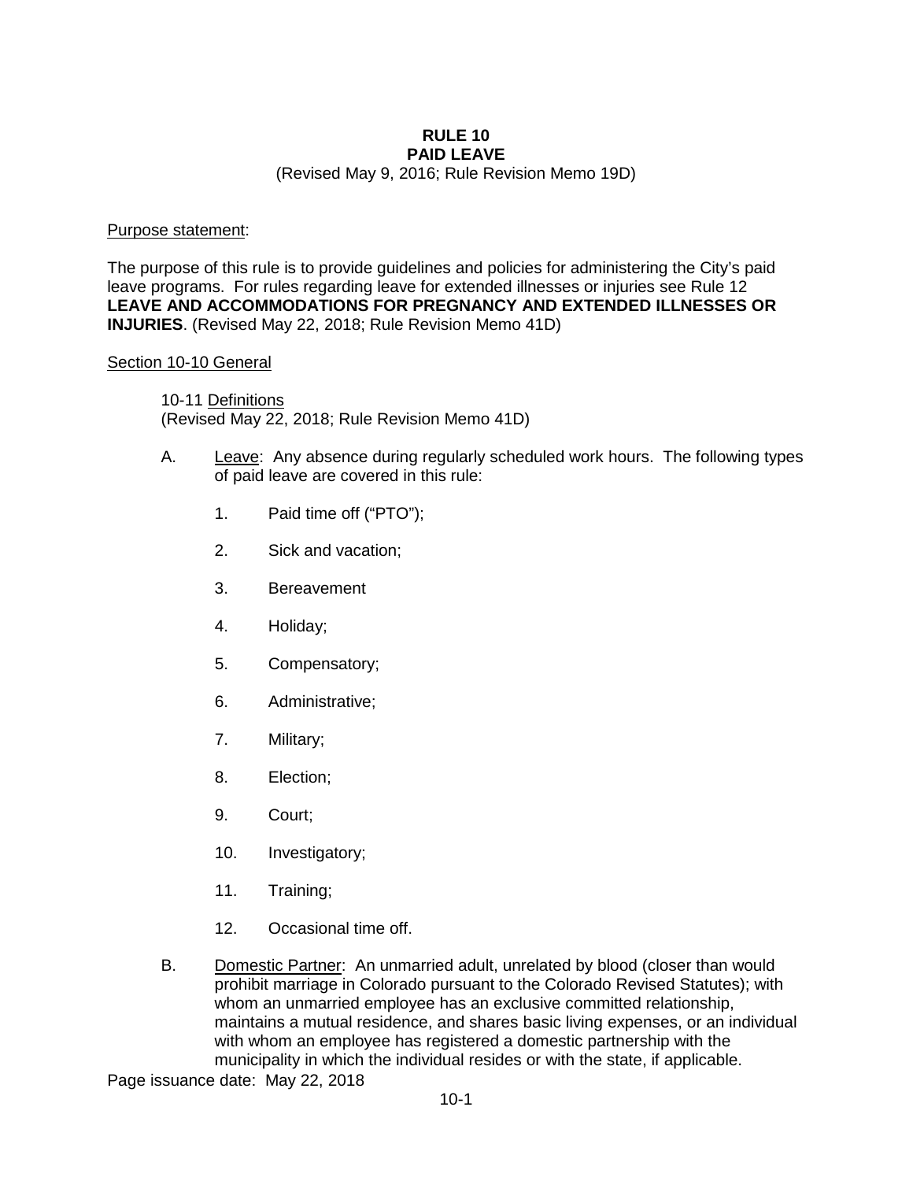# RULE 10
## PAID LEAVE

(Revised May 9, 2016; Rule Revision Memo 19D)

Purpose statement:

The purpose of this rule is to provide guidelines and policies for administering the City's paid leave programs. For rules regarding leave for extended illnesses or injuries see Rule 12 **LEAVE AND ACCOMMODATIONS FOR PREGNANCY AND EXTENDED ILLNESSES OR INJURIES**. (Revised May 22, 2018; Rule Revision Memo 41D)

Section 10-10 General

10-11 Definitions
(Revised May 22, 2018; Rule Revision Memo 41D)

A. Leave: Any absence during regularly scheduled work hours. The following types of paid leave are covered in this rule:

1. Paid time off ("PTO");
2. Sick and vacation;
3. Bereavement
4. Holiday;
5. Compensatory;
6. Administrative;
7. Military;
8. Election;
9. Court;
10. Investigatory;
11. Training;
12. Occasional time off.

B. Domestic Partner: An unmarried adult, unrelated by blood (closer than would prohibit marriage in Colorado pursuant to the Colorado Revised Statutes); with whom an unmarried employee has an exclusive committed relationship, maintains a mutual residence, and shares basic living expenses, or an individual with whom an employee has registered a domestic partnership with the municipality in which the individual resides or with the state, if applicable.

Page issuance date: May 22, 2018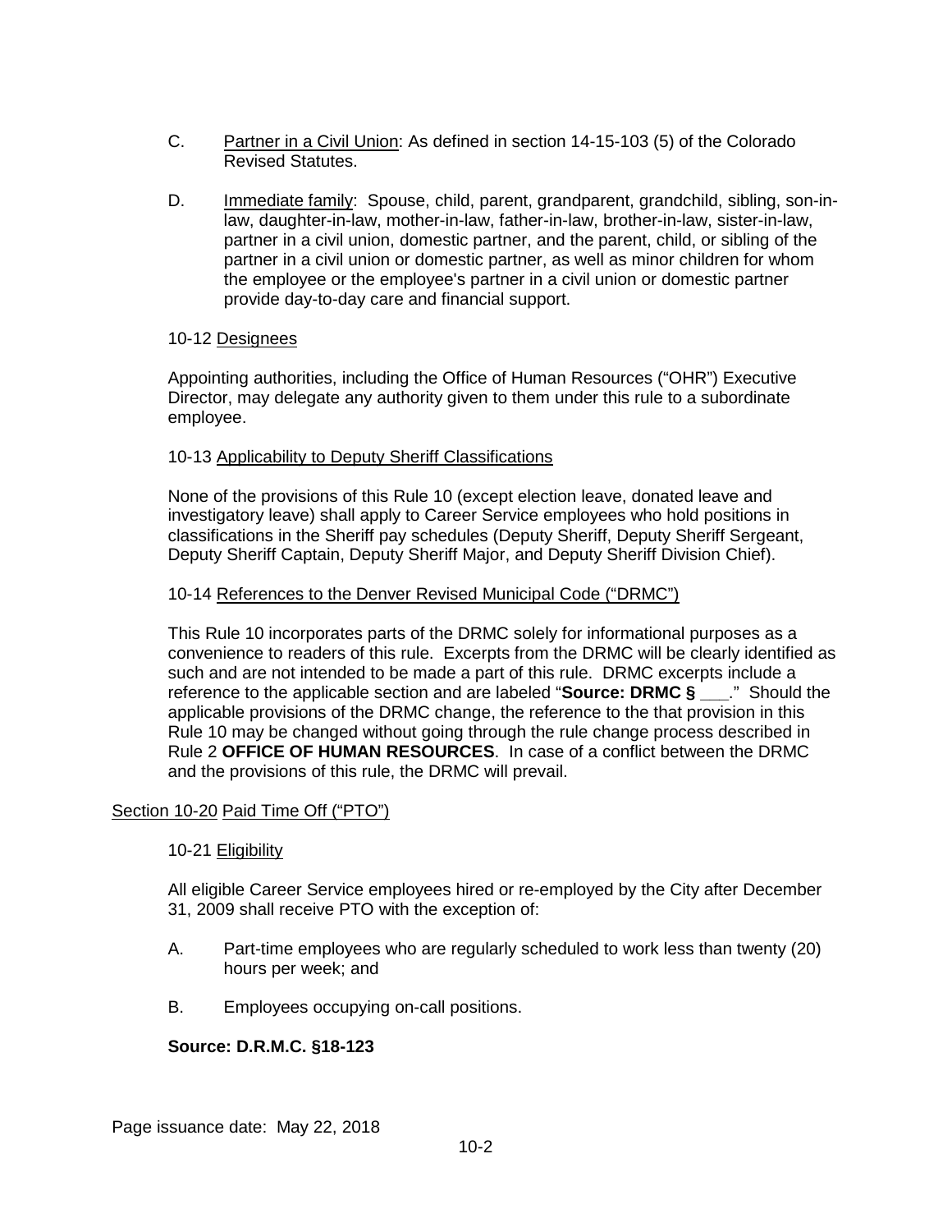C. Partner in a Civil Union: As defined in section 14-15-103 (5) of the Colorado Revised Statutes.

D. Immediate family: Spouse, child, parent, grandparent, grandchild, sibling, son-in-law, daughter-in-law, mother-in-law, father-in-law, brother-in-law, sister-in-law, partner in a civil union, domestic partner, and the parent, child, or sibling of the partner in a civil union or domestic partner, as well as minor children for whom the employee or the employee's partner in a civil union or domestic partner provide day-to-day care and financial support.

10-12 Designees

Appointing authorities, including the Office of Human Resources ("OHR") Executive Director, may delegate any authority given to them under this rule to a subordinate employee.

10-13 Applicability to Deputy Sheriff Classifications

None of the provisions of this Rule 10 (except election leave, donated leave and investigatory leave) shall apply to Career Service employees who hold positions in classifications in the Sheriff pay schedules (Deputy Sheriff, Deputy Sheriff Sergeant, Deputy Sheriff Captain, Deputy Sheriff Major, and Deputy Sheriff Division Chief).

10-14 References to the Denver Revised Municipal Code ("DRMC")

This Rule 10 incorporates parts of the DRMC solely for informational purposes as a convenience to readers of this rule. Excerpts from the DRMC will be clearly identified as such and are not intended to be made a part of this rule. DRMC excerpts include a reference to the applicable section and are labeled "**Source: DRMC § ___**." Should the applicable provisions of the DRMC change, the reference to the that provision in this Rule 10 may be changed without going through the rule change process described in Rule 2 **OFFICE OF HUMAN RESOURCES**. In case of a conflict between the DRMC and the provisions of this rule, the DRMC will prevail.

## Section 10-20 Paid Time Off ("PTO")

10-21 Eligibility

All eligible Career Service employees hired or re-employed by the City after December 31, 2009 shall receive PTO with the exception of:

A. Part-time employees who are regularly scheduled to work less than twenty (20) hours per week; and

B. Employees occupying on-call positions.

**Source: D.R.M.C. §18-123**

Page issuance date: May 22, 2018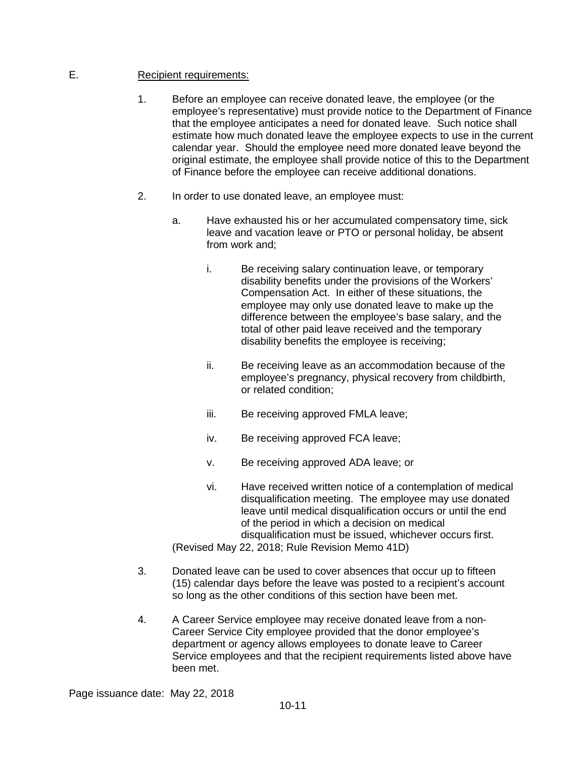E. <u>Recipient requirements:</u>

1. Before an employee can receive donated leave, the employee (or the employee's representative) must provide notice to the Department of Finance that the employee anticipates a need for donated leave. Such notice shall estimate how much donated leave the employee expects to use in the current calendar year. Should the employee need more donated leave beyond the original estimate, the employee shall provide notice of this to the Department of Finance before the employee can receive additional donations.

2. In order to use donated leave, an employee must:

   a. Have exhausted his or her accumulated compensatory time, sick leave and vacation leave or PTO or personal holiday, be absent from work and;

      i. Be receiving salary continuation leave, or temporary disability benefits under the provisions of the Workers' Compensation Act. In either of these situations, the employee may only use donated leave to make up the difference between the employee's base salary, and the total of other paid leave received and the temporary disability benefits the employee is receiving;

      ii. Be receiving leave as an accommodation because of the employee's pregnancy, physical recovery from childbirth, or related condition;

      iii. Be receiving approved FMLA leave;

      iv. Be receiving approved FCA leave;

      v. Be receiving approved ADA leave; or

      vi. Have received written notice of a contemplation of medical disqualification meeting. The employee may use donated leave until medical disqualification occurs or until the end of the period in which a decision on medical disqualification must be issued, whichever occurs first.

   (Revised May 22, 2018; Rule Revision Memo 41D)

3. Donated leave can be used to cover absences that occur up to fifteen (15) calendar days before the leave was posted to a recipient's account so long as the other conditions of this section have been met.

4. A Career Service employee may receive donated leave from a non-Career Service City employee provided that the donor employee's department or agency allows employees to donate leave to Career Service employees and that the recipient requirements listed above have been met.

Page issuance date: May 22, 2018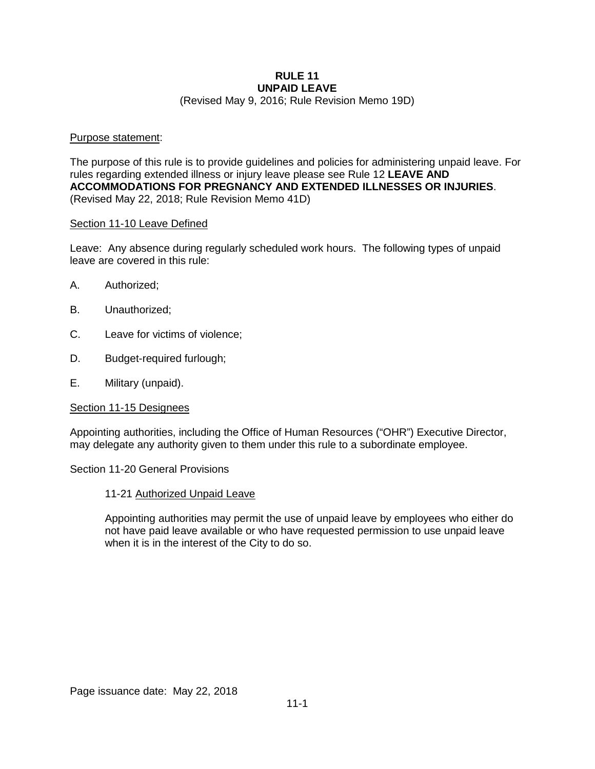# RULE 11
# UNPAID LEAVE

(Revised May 9, 2016; Rule Revision Memo 19D)

Purpose statement:

The purpose of this rule is to provide guidelines and policies for administering unpaid leave. For rules regarding extended illness or injury leave please see Rule 12 **LEAVE AND ACCOMMODATIONS FOR PREGNANCY AND EXTENDED ILLNESSES OR INJURIES**. (Revised May 22, 2018; Rule Revision Memo 41D)

Section 11-10 Leave Defined

Leave: Any absence during regularly scheduled work hours. The following types of unpaid leave are covered in this rule:

A. Authorized;

B. Unauthorized;

C. Leave for victims of violence;

D. Budget-required furlough;

E. Military (unpaid).

Section 11-15 Designees

Appointing authorities, including the Office of Human Resources ("OHR") Executive Director, may delegate any authority given to them under this rule to a subordinate employee.

Section 11-20 General Provisions

11-21 Authorized Unpaid Leave

Appointing authorities may permit the use of unpaid leave by employees who either do not have paid leave available or who have requested permission to use unpaid leave when it is in the interest of the City to do so.

Page issuance date: May 22, 2018